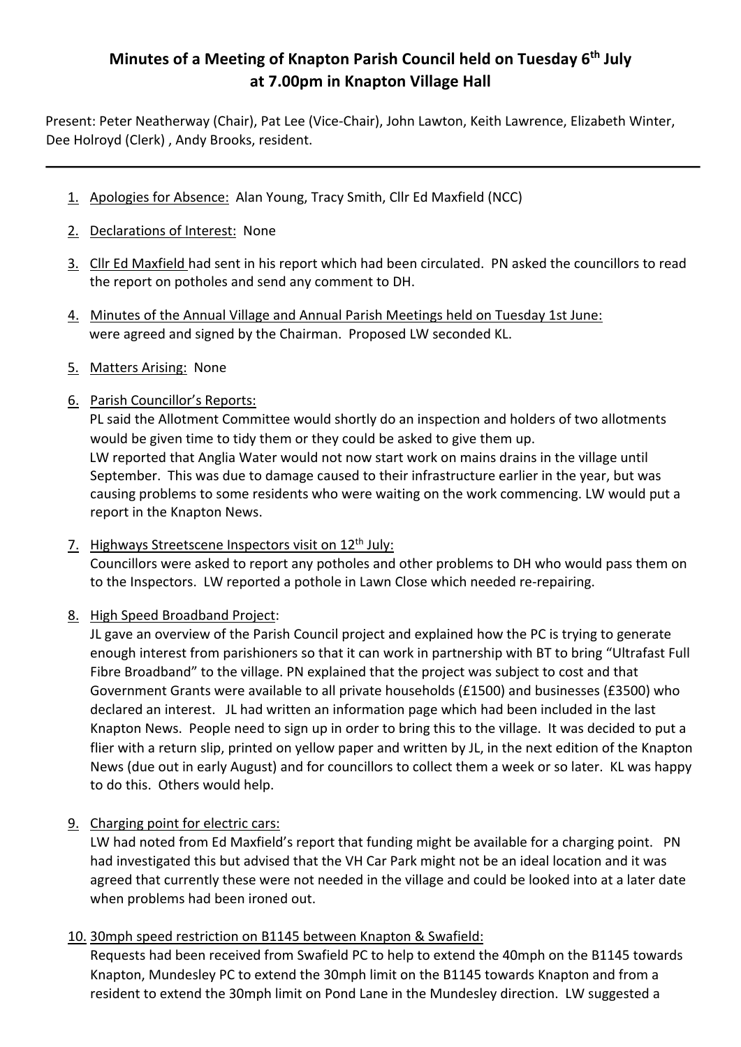# Minutes of a Meeting of Knapton Parish Council held on Tuesday 6th July at 7.00pm in Knapton Village Hall

Present: Peter Neatherway (Chair), Pat Lee (Vice-Chair), John Lawton, Keith Lawrence, Elizabeth Winter, Dee Holroyd (Clerk) , Andy Brooks, resident.

---

1. Apologies for Absence: Alan Young, Tracy Smith, Cllr Ed Maxfield (NCC)

2. Declarations of Interest: None

3. Cllr Ed Maxfield had sent in his report which had been circulated. PN asked the councillors to read the report on potholes and send any comment to DH.

4. Minutes of the Annual Village and Annual Parish Meetings held on Tuesday 1st June: were agreed and signed by the Chairman. Proposed LW seconded KL.

5. Matters Arising: None

6. Parish Councillor's Reports:
   PL said the Allotment Committee would shortly do an inspection and holders of two allotments would be given time to tidy them or they could be asked to give them up.
   LW reported that Anglia Water would not now start work on mains drains in the village until September. This was due to damage caused to their infrastructure earlier in the year, but was causing problems to some residents who were waiting on the work commencing. LW would put a report in the Knapton News.

7. Highways Streetscene Inspectors visit on 12th July:
   Councillors were asked to report any potholes and other problems to DH who would pass them on to the Inspectors. LW reported a pothole in Lawn Close which needed re-repairing.

8. High Speed Broadband Project:
   JL gave an overview of the Parish Council project and explained how the PC is trying to generate enough interest from parishioners so that it can work in partnership with BT to bring "Ultrafast Full Fibre Broadband" to the village. PN explained that the project was subject to cost and that Government Grants were available to all private households (£1500) and businesses (£3500) who declared an interest. JL had written an information page which had been included in the last Knapton News. People need to sign up in order to bring this to the village. It was decided to put a flier with a return slip, printed on yellow paper and written by JL, in the next edition of the Knapton News (due out in early August) and for councillors to collect them a week or so later. KL was happy to do this. Others would help.

9. Charging point for electric cars:
   LW had noted from Ed Maxfield's report that funding might be available for a charging point. PN had investigated this but advised that the VH Car Park might not be an ideal location and it was agreed that currently these were not needed in the village and could be looked into at a later date when problems had been ironed out.

10. 30mph speed restriction on B1145 between Knapton & Swafield:
    Requests had been received from Swafield PC to help to extend the 40mph on the B1145 towards Knapton, Mundesley PC to extend the 30mph limit on the B1145 towards Knapton and from a resident to extend the 30mph limit on Pond Lane in the Mundesley direction. LW suggested a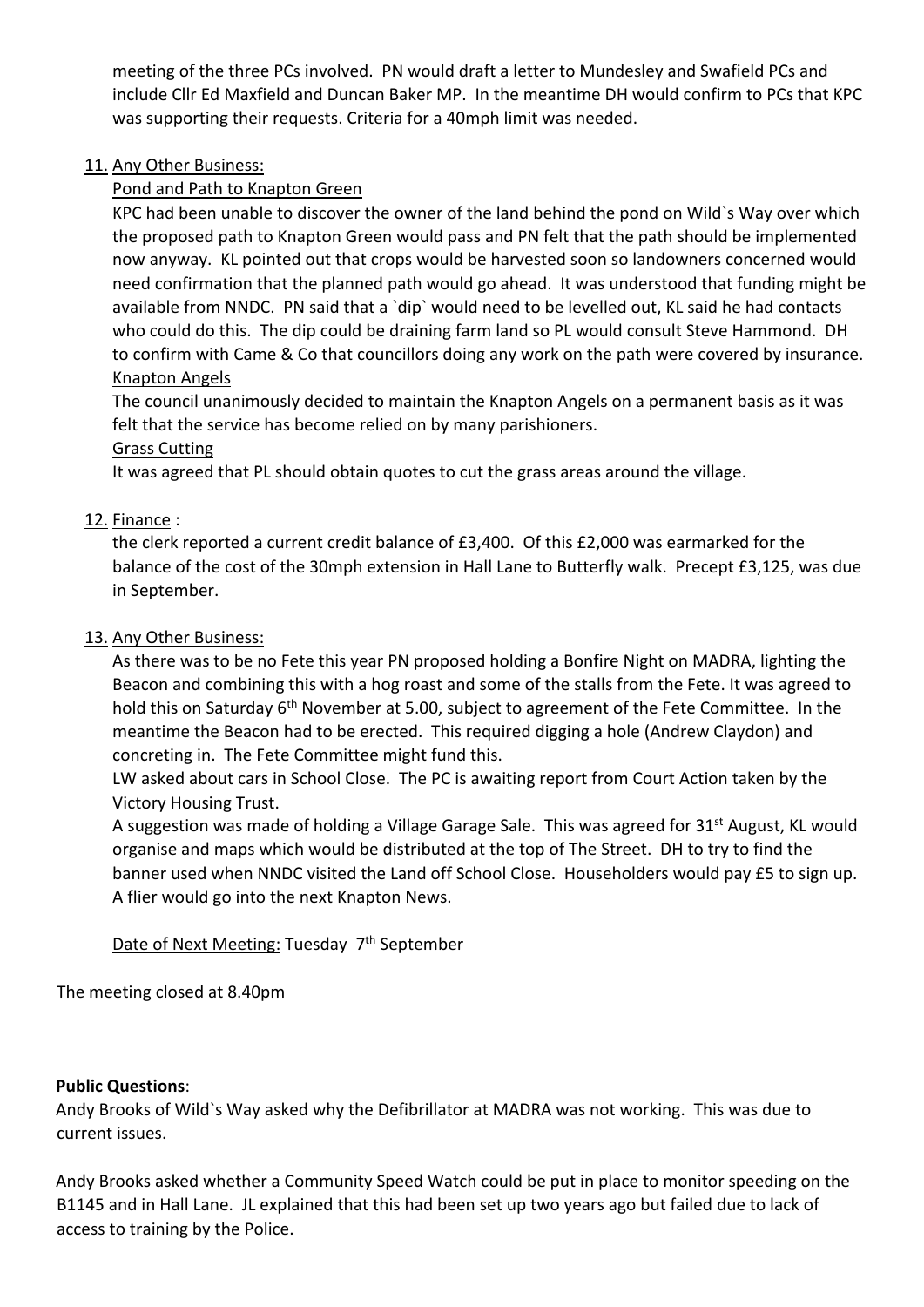meeting of the three PCs involved. PN would draft a letter to Mundesley and Swafield PCs and include Cllr Ed Maxfield and Duncan Baker MP. In the meantime DH would confirm to PCs that KPC was supporting their requests. Criteria for a 40mph limit was needed.

11. Any Other Business:

Pond and Path to Knapton Green

KPC had been unable to discover the owner of the land behind the pond on Wild`s Way over which the proposed path to Knapton Green would pass and PN felt that the path should be implemented now anyway. KL pointed out that crops would be harvested soon so landowners concerned would need confirmation that the planned path would go ahead. It was understood that funding might be available from NNDC. PN said that a `dip` would need to be levelled out, KL said he had contacts who could do this. The dip could be draining farm land so PL would consult Steve Hammond. DH to confirm with Came & Co that councillors doing any work on the path were covered by insurance.

Knapton Angels

The council unanimously decided to maintain the Knapton Angels on a permanent basis as it was felt that the service has become relied on by many parishioners.

Grass Cutting

It was agreed that PL should obtain quotes to cut the grass areas around the village.

12. Finance :

the clerk reported a current credit balance of £3,400. Of this £2,000 was earmarked for the balance of the cost of the 30mph extension in Hall Lane to Butterfly walk. Precept £3,125, was due in September.

13. Any Other Business:

As there was to be no Fete this year PN proposed holding a Bonfire Night on MADRA, lighting the Beacon and combining this with a hog roast and some of the stalls from the Fete. It was agreed to hold this on Saturday 6th November at 5.00, subject to agreement of the Fete Committee. In the meantime the Beacon had to be erected. This required digging a hole (Andrew Claydon) and concreting in. The Fete Committee might fund this.

LW asked about cars in School Close. The PC is awaiting report from Court Action taken by the Victory Housing Trust.

A suggestion was made of holding a Village Garage Sale. This was agreed for 31st August, KL would organise and maps which would be distributed at the top of The Street. DH to try to find the banner used when NNDC visited the Land off School Close. Householders would pay £5 to sign up. A flier would go into the next Knapton News.

Date of Next Meeting: Tuesday 7th September

The meeting closed at 8.40pm

**Public Questions**:

Andy Brooks of Wild`s Way asked why the Defibrillator at MADRA was not working. This was due to current issues.

Andy Brooks asked whether a Community Speed Watch could be put in place to monitor speeding on the B1145 and in Hall Lane. JL explained that this had been set up two years ago but failed due to lack of access to training by the Police.